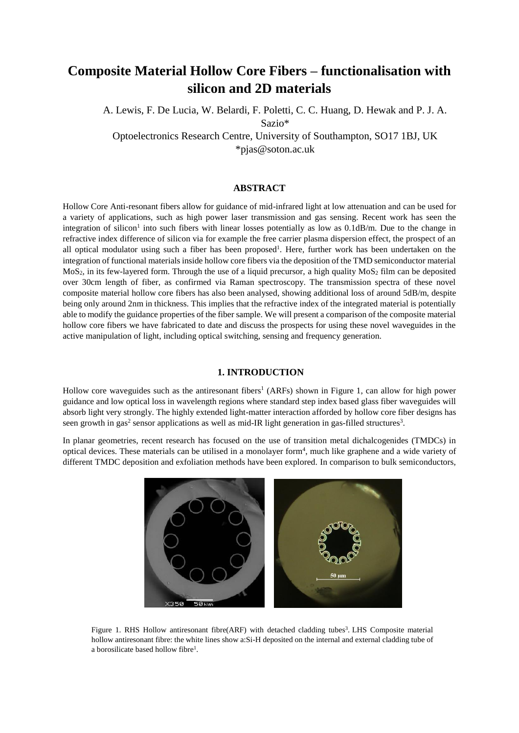# Composite Material Hollow Core Fibers – functionalisation with silicon and 2D materials

A. Lewis, F. De Lucia, W. Belardi, F. Poletti, C. C. Huang, D. Hewak and P. J. A. Sazio*

Optoelectronics Research Centre, University of Southampton, SO17 1BJ, UK

*pjas@soton.ac.uk

## ABSTRACT

Hollow Core Anti-resonant fibers allow for guidance of mid-infrared light at low attenuation and can be used for a variety of applications, such as high power laser transmission and gas sensing. Recent work has seen the integration of silicon[1] into such fibers with linear losses potentially as low as 0.1dB/m. Due to the change in refractive index difference of silicon via for example the free carrier plasma dispersion effect, the prospect of an all optical modulator using such a fiber has been proposed[1]. Here, further work has been undertaken on the integration of functional materials inside hollow core fibers via the deposition of the TMD semiconductor material $MoS_2$, in its few-layered form. Through the use of a liquid precursor, a high quality $MoS_2$ film can be deposited over 30cm length of fiber, as confirmed via Raman spectroscopy. The transmission spectra of these novel composite material hollow core fibers has also been analysed, showing additional loss of around 5dB/m, despite being only around 2nm in thickness. This implies that the refractive index of the integrated material is potentially able to modify the guidance properties of the fiber sample. We will present a comparison of the composite material hollow core fibers we have fabricated to date and discuss the prospects for using these novel waveguides in the active manipulation of light, including optical switching, sensing and frequency generation.

## 1. INTRODUCTION

Hollow core waveguides such as the antiresonant fibers[1] (ARFs) shown in Figure 1, can allow for high power guidance and low optical loss in wavelength regions where standard step index based glass fiber waveguides will absorb light very strongly. The highly extended light-matter interaction afforded by hollow core fiber designs has seen growth in gas[2] sensor applications as well as mid-IR light generation in gas-filled structures[3].

In planar geometries, recent research has focused on the use of transition metal dichalcogenides (TMDCs) in optical devices. These materials can be utilised in a monolayer form[4], much like graphene and a wide variety of different TMDC deposition and exfoliation methods have been explored. In comparison to bulk semiconductors,

Figure 1. RHS Hollow antiresonant fibre(ARF) with detached cladding tubes[3]. LHS Composite material hollow antiresonant fibre: the white lines show a:Si-H deposited on the internal and external cladding tube of a borosilicate based hollow fibre[1].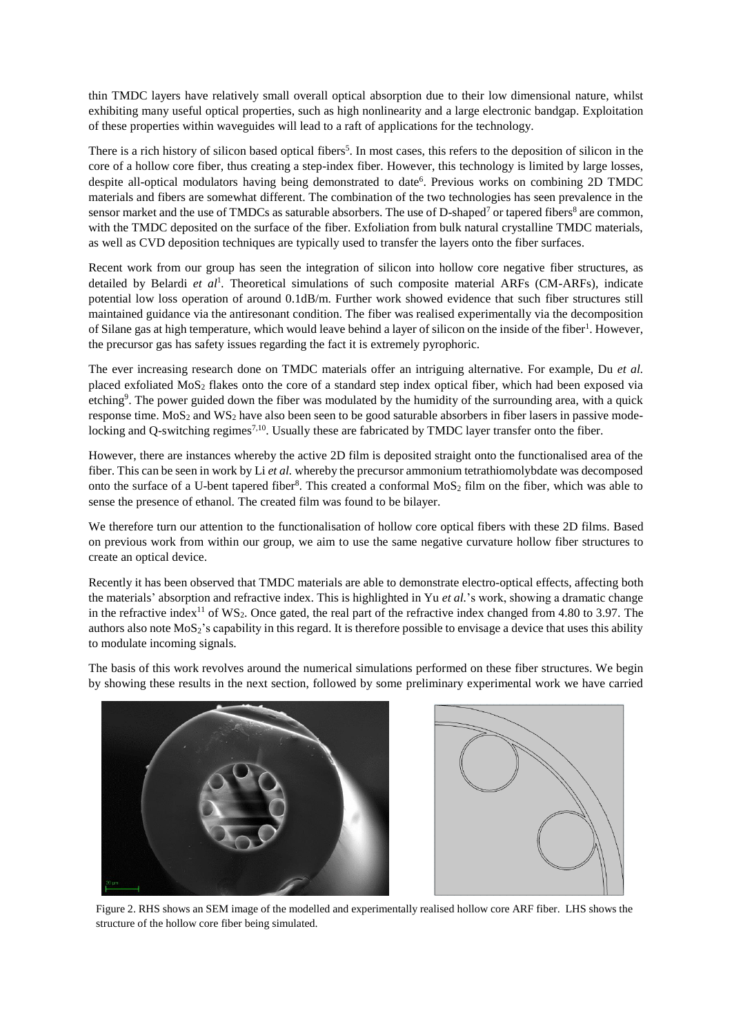thin TMDC layers have relatively small overall optical absorption due to their low dimensional nature, whilst exhibiting many useful optical properties, such as high nonlinearity and a large electronic bandgap. Exploitation of these properties within waveguides will lead to a raft of applications for the technology.

There is a rich history of silicon based optical fibers[5]. In most cases, this refers to the deposition of silicon in the core of a hollow core fiber, thus creating a step-index fiber. However, this technology is limited by large losses, despite all-optical modulators having being demonstrated to date[6]. Previous works on combining 2D TMDC materials and fibers are somewhat different. The combination of the two technologies has seen prevalence in the sensor market and the use of TMDCs as saturable absorbers. The use of D-shaped[7] or tapered fibers[8] are common, with the TMDC deposited on the surface of the fiber. Exfoliation from bulk natural crystalline TMDC materials, as well as CVD deposition techniques are typically used to transfer the layers onto the fiber surfaces.

Recent work from our group has seen the integration of silicon into hollow core negative fiber structures, as detailed by Belardi *et al*[1]. Theoretical simulations of such composite material ARFs (CM-ARFs), indicate potential low loss operation of around 0.1dB/m. Further work showed evidence that such fiber structures still maintained guidance via the antiresonant condition. The fiber was realised experimentally via the decomposition of Silane gas at high temperature, which would leave behind a layer of silicon on the inside of the fiber[1]. However, the precursor gas has safety issues regarding the fact it is extremely pyrophoric.

The ever increasing research done on TMDC materials offer an intriguing alternative. For example, Du *et al.* placed exfoliated $MoS_2$ flakes onto the core of a standard step index optical fiber, which had been exposed via etching[9]. The power guided down the fiber was modulated by the humidity of the surrounding area, with a quick response time. $MoS_2$ and $WS_2$ have also been seen to be good saturable absorbers in fiber lasers in passive mode-locking and Q-switching regimes[7,10]. Usually these are fabricated by TMDC layer transfer onto the fiber.

However, there are instances whereby the active 2D film is deposited straight onto the functionalised area of the fiber. This can be seen in work by Li *et al.* whereby the precursor ammonium tetrathiomolybdate was decomposed onto the surface of a U-bent tapered fiber[8]. This created a conformal $MoS_2$ film on the fiber, which was able to sense the presence of ethanol. The created film was found to be bilayer.

We therefore turn our attention to the functionalisation of hollow core optical fibers with these 2D films. Based on previous work from within our group, we aim to use the same negative curvature hollow fiber structures to create an optical device.

Recently it has been observed that TMDC materials are able to demonstrate electro-optical effects, affecting both the materials' absorption and refractive index. This is highlighted in Yu *et al.*'s work, showing a dramatic change in the refractive index[11] of $WS_2$. Once gated, the real part of the refractive index changed from 4.80 to 3.97. The authors also note $MoS_2$'s capability in this regard. It is therefore possible to envisage a device that uses this ability to modulate incoming signals.

The basis of this work revolves around the numerical simulations performed on these fiber structures. We begin by showing these results in the next section, followed by some preliminary experimental work we have carried

Figure 2. RHS shows an SEM image of the modelled and experimentally realised hollow core ARF fiber. LHS shows the structure of the hollow core fiber being simulated.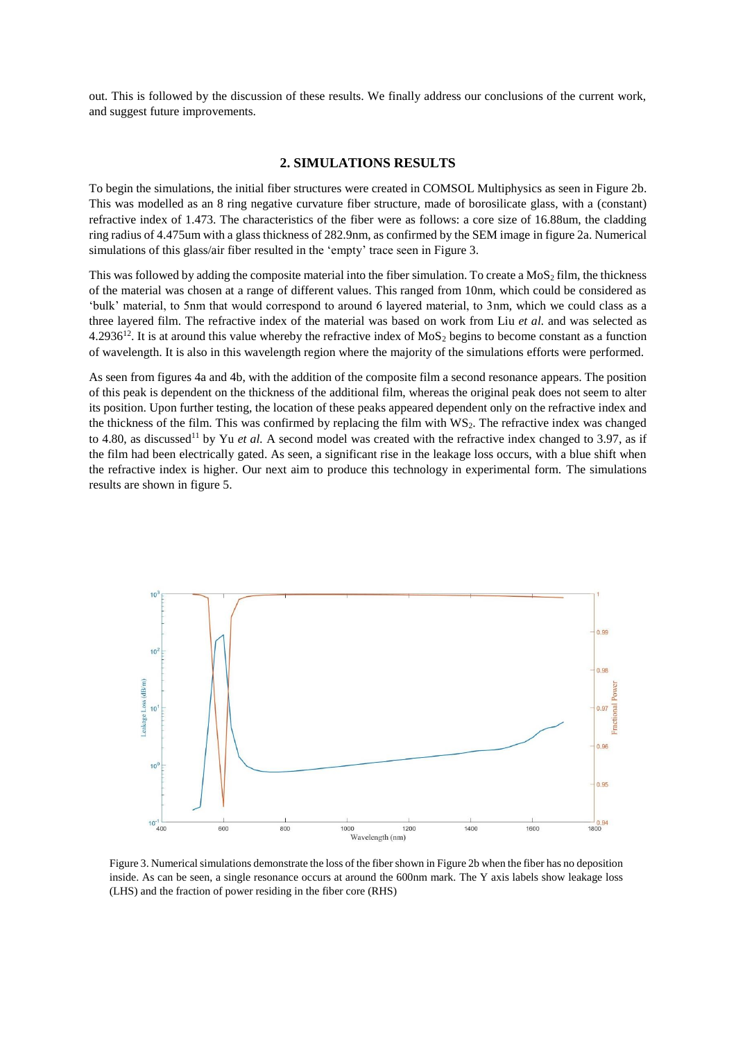out. This is followed by the discussion of these results. We finally address our conclusions of the current work, and suggest future improvements.

## 2. SIMULATIONS RESULTS

To begin the simulations, the initial fiber structures were created in COMSOL Multiphysics as seen in Figure 2b. This was modelled as an 8 ring negative curvature fiber structure, made of borosilicate glass, with a (constant) refractive index of 1.473. The characteristics of the fiber were as follows: a core size of 16.88um, the cladding ring radius of 4.475um with a glass thickness of 282.9nm, as confirmed by the SEM image in figure 2a. Numerical simulations of this glass/air fiber resulted in the 'empty' trace seen in Figure 3.

This was followed by adding the composite material into the fiber simulation. To create a $MoS_2$ film, the thickness of the material was chosen at a range of different values. This ranged from 10nm, which could be considered as 'bulk' material, to 5nm that would correspond to around 6 layered material, to 3nm, which we could class as a three layered film. The refractive index of the material was based on work from Liu *et al.* and was selected as 4.2936[12]. It is at around this value whereby the refractive index of $MoS_2$ begins to become constant as a function of wavelength. It is also in this wavelength region where the majority of the simulations efforts were performed.

As seen from figures 4a and 4b, with the addition of the composite film a second resonance appears. The position of this peak is dependent on the thickness of the additional film, whereas the original peak does not seem to alter its position. Upon further testing, the location of these peaks appeared dependent only on the refractive index and the thickness of the film. This was confirmed by replacing the film with $WS_2$. The refractive index was changed to 4.80, as discussed[11] by Yu *et al.* A second model was created with the refractive index changed to 3.97, as if the film had been electrically gated. As seen, a significant rise in the leakage loss occurs, with a blue shift when the refractive index is higher. Our next aim to produce this technology in experimental form. The simulations results are shown in figure 5.

Figure 3. Numerical simulations demonstrate the loss of the fiber shown in Figure 2b when the fiber has no deposition inside. As can be seen, a single resonance occurs at around the 600nm mark. The Y axis labels show leakage loss (LHS) and the fraction of power residing in the fiber core (RHS)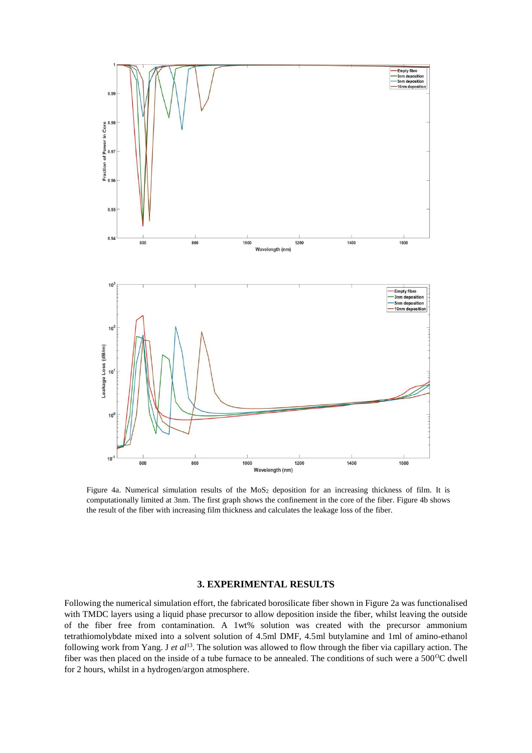Figure 4a. Numerical simulation results of the $MoS_2$ deposition for an increasing thickness of film. It is computationally limited at 3nm. The first graph shows the confinement in the core of the fiber. Figure 4b shows the result of the fiber with increasing film thickness and calculates the leakage loss of the fiber.

## 3. EXPERIMENTAL RESULTS

Following the numerical simulation effort, the fabricated borosilicate fiber shown in Figure 2a was functionalised with TMDC layers using a liquid phase precursor to allow deposition inside the fiber, whilst leaving the outside of the fiber free from contamination. A 1wt% solution was created with the precursor ammonium tetrathiomolybdate mixed into a solvent solution of 4.5ml DMF, 4.5ml butylamine and 1ml of amino-ethanol following work from Yang. J *et al*[13]. The solution was allowed to flow through the fiber via capillary action. The fiber was then placed on the inside of a tube furnace to be annealed. The conditions of such were a 500°C dwell for 2 hours, whilst in a hydrogen/argon atmosphere.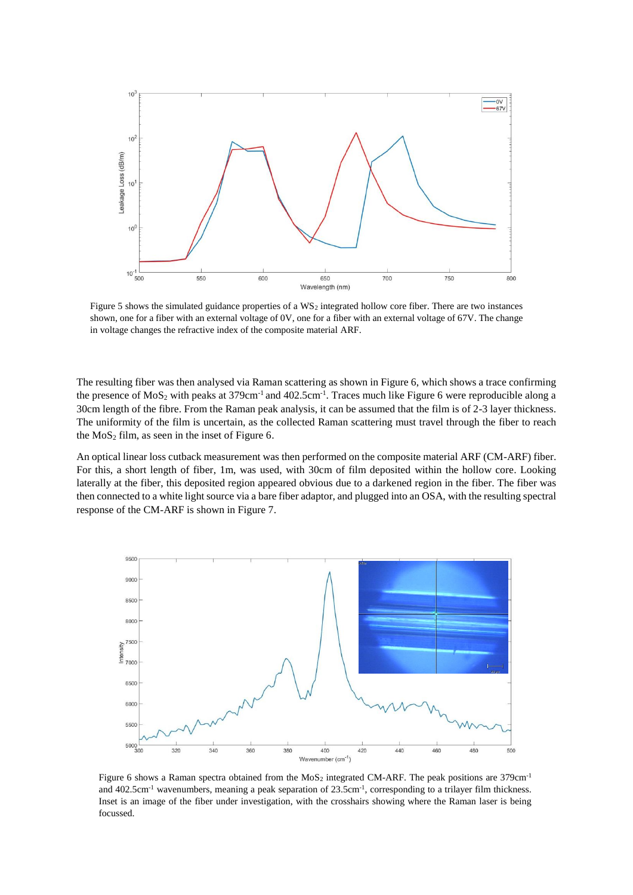Figure 5 shows the simulated guidance properties of a $WS_2$ integrated hollow core fiber. There are two instances shown, one for a fiber with an external voltage of 0V, one for a fiber with an external voltage of 67V. The change in voltage changes the refractive index of the composite material ARF.

The resulting fiber was then analysed via Raman scattering as shown in Figure 6, which shows a trace confirming the presence of $MoS_2$ with peaks at 379cm$^{-1}$ and 402.5cm$^{-1}$. Traces much like Figure 6 were reproducible along a 30cm length of the fibre. From the Raman peak analysis, it can be assumed that the film is of 2-3 layer thickness. The uniformity of the film is uncertain, as the collected Raman scattering must travel through the fiber to reach the $MoS_2$ film, as seen in the inset of Figure 6.

An optical linear loss cutback measurement was then performed on the composite material ARF (CM-ARF) fiber. For this, a short length of fiber, 1m, was used, with 30cm of film deposited within the hollow core. Looking laterally at the fiber, this deposited region appeared obvious due to a darkened region in the fiber. The fiber was then connected to a white light source via a bare fiber adaptor, and plugged into an OSA, with the resulting spectral response of the CM-ARF is shown in Figure 7.

Figure 6 shows a Raman spectra obtained from the $MoS_2$ integrated CM-ARF. The peak positions are 379cm$^{-1}$ and 402.5cm$^{-1}$ wavenumbers, meaning a peak separation of 23.5cm$^{-1}$, corresponding to a trilayer film thickness. Inset is an image of the fiber under investigation, with the crosshairs showing where the Raman laser is being focussed.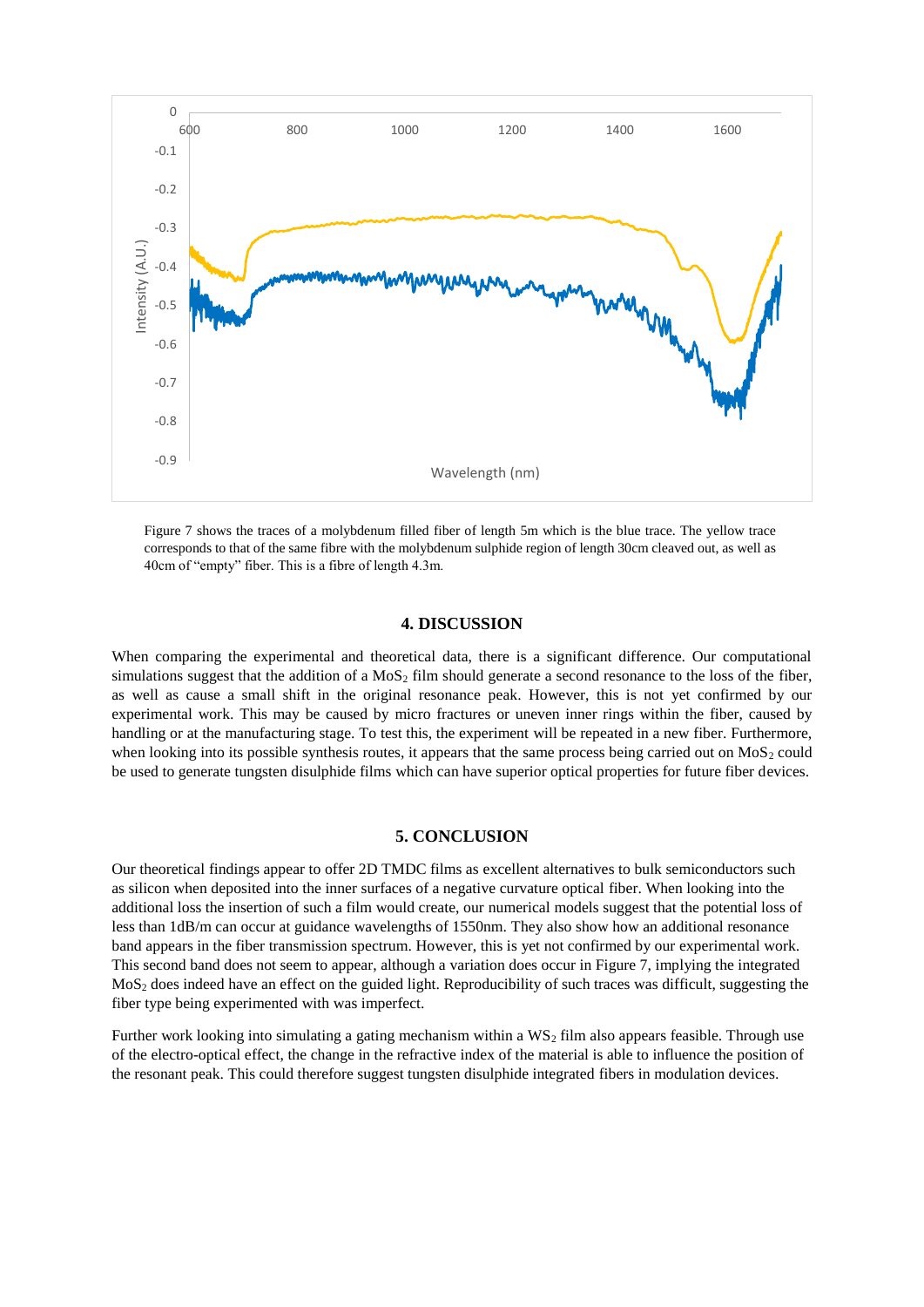Figure 7 shows the traces of a molybdenum filled fiber of length 5m which is the blue trace. The yellow trace corresponds to that of the same fibre with the molybdenum sulphide region of length 30cm cleaved out, as well as 40cm of "empty" fiber. This is a fibre of length 4.3m.

## 4. DISCUSSION

When comparing the experimental and theoretical data, there is a significant difference. Our computational simulations suggest that the addition of a $MoS_2$ film should generate a second resonance to the loss of the fiber, as well as cause a small shift in the original resonance peak. However, this is not yet confirmed by our experimental work. This may be caused by micro fractures or uneven inner rings within the fiber, caused by handling or at the manufacturing stage. To test this, the experiment will be repeated in a new fiber. Furthermore, when looking into its possible synthesis routes, it appears that the same process being carried out on $MoS_2$ could be used to generate tungsten disulphide films which can have superior optical properties for future fiber devices.

## 5. CONCLUSION

Our theoretical findings appear to offer 2D TMDC films as excellent alternatives to bulk semiconductors such as silicon when deposited into the inner surfaces of a negative curvature optical fiber. When looking into the additional loss the insertion of such a film would create, our numerical models suggest that the potential loss of less than 1dB/m can occur at guidance wavelengths of 1550nm. They also show how an additional resonance band appears in the fiber transmission spectrum. However, this is yet not confirmed by our experimental work. This second band does not seem to appear, although a variation does occur in Figure 7, implying the integrated $MoS_2$ does indeed have an effect on the guided light. Reproducibility of such traces was difficult, suggesting the fiber type being experimented with was imperfect.

Further work looking into simulating a gating mechanism within a $WS_2$ film also appears feasible. Through use of the electro-optical effect, the change in the refractive index of the material is able to influence the position of the resonant peak. This could therefore suggest tungsten disulphide integrated fibers in modulation devices.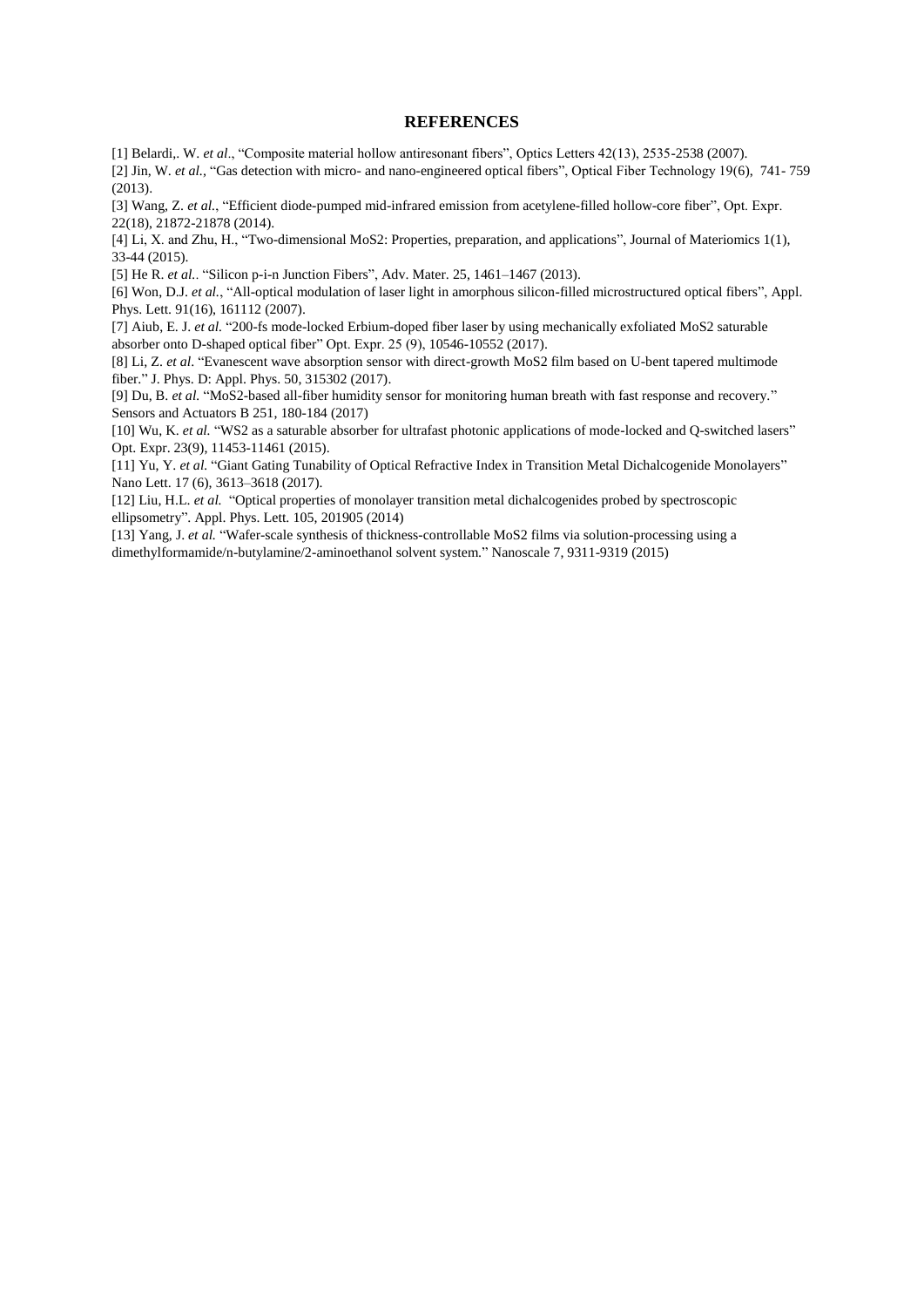## REFERENCES

[1] Belardi,. W. *et al*., "Composite material hollow antiresonant fibers", Optics Letters 42(13), 2535-2538 (2007).

[2] Jin, W. *et al.,* "Gas detection with micro- and nano-engineered optical fibers", Optical Fiber Technology 19(6), 741- 759 (2013).

[3] Wang, Z. *et al.*, "Efficient diode-pumped mid-infrared emission from acetylene-filled hollow-core fiber", Opt. Expr. 22(18), 21872-21878 (2014).

[4] Li, X. and Zhu, H., "Two-dimensional MoS2: Properties, preparation, and applications", Journal of Materiomics 1(1), 33-44 (2015).

[5] He R. *et al.*. "Silicon p-i-n Junction Fibers", Adv. Mater. 25, 1461–1467 (2013).

[6] Won, D.J. *et al.*, "All-optical modulation of laser light in amorphous silicon-filled microstructured optical fibers", Appl. Phys. Lett. 91(16), 161112 (2007).

[7] Aiub, E. J. *et al*. "200-fs mode-locked Erbium-doped fiber laser by using mechanically exfoliated MoS2 saturable absorber onto D-shaped optical fiber" Opt. Expr. 25 (9), 10546-10552 (2017).

[8] Li, Z. *et al*. "Evanescent wave absorption sensor with direct-growth MoS2 film based on U-bent tapered multimode fiber." J. Phys. D: Appl. Phys. 50, 315302 (2017).

[9] Du, B. *et al.* "MoS2-based all-fiber humidity sensor for monitoring human breath with fast response and recovery." Sensors and Actuators B 251, 180-184 (2017)

[10] Wu, K. *et al.* "WS2 as a saturable absorber for ultrafast photonic applications of mode-locked and Q-switched lasers" Opt. Expr. 23(9), 11453-11461 (2015).

[11] Yu, Y. *et al.* "Giant Gating Tunability of Optical Refractive Index in Transition Metal Dichalcogenide Monolayers" Nano Lett. 17 (6), 3613–3618 (2017).

[12] Liu, H.L. *et al.* "Optical properties of monolayer transition metal dichalcogenides probed by spectroscopic ellipsometry". Appl. Phys. Lett. 105, 201905 (2014)

[13] Yang, J. *et al.* "Wafer-scale synthesis of thickness-controllable MoS2 films via solution-processing using a dimethylformamide/n-butylamine/2-aminoethanol solvent system." Nanoscale 7, 9311-9319 (2015)